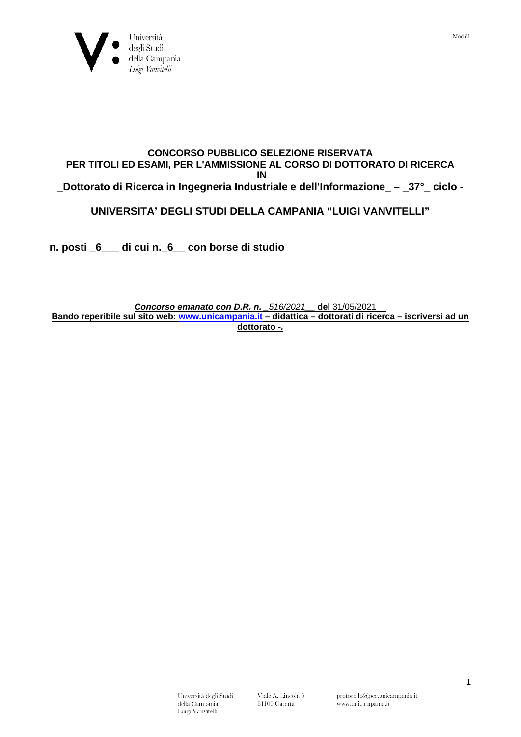# CONCORSO PUBBLICO SELEZIONE RISERVATA PER TITOLI ED ESAMI, PER L'AMMISSIONE AL CORSO DI DOTTORATO DI RICERCA IN

## _Dottorato di Ricerca in Ingegneria Industriale e dell'Informazione_ – _37°_ ciclo -

## UNIVERSITA' DEGLI STUDI DELLA CAMPANIA "LUIGI VANVITELLI"

**n. posti _6___ di cui n._6__ con borse di studio**

***Concorso emanato con D.R. n.*** *_516/2021__* **del** 31/05/2021__

**Bando reperibile sul sito web: www.unicampania.it – didattica – dottorati di ricerca – iscriversi ad un dottorato -.**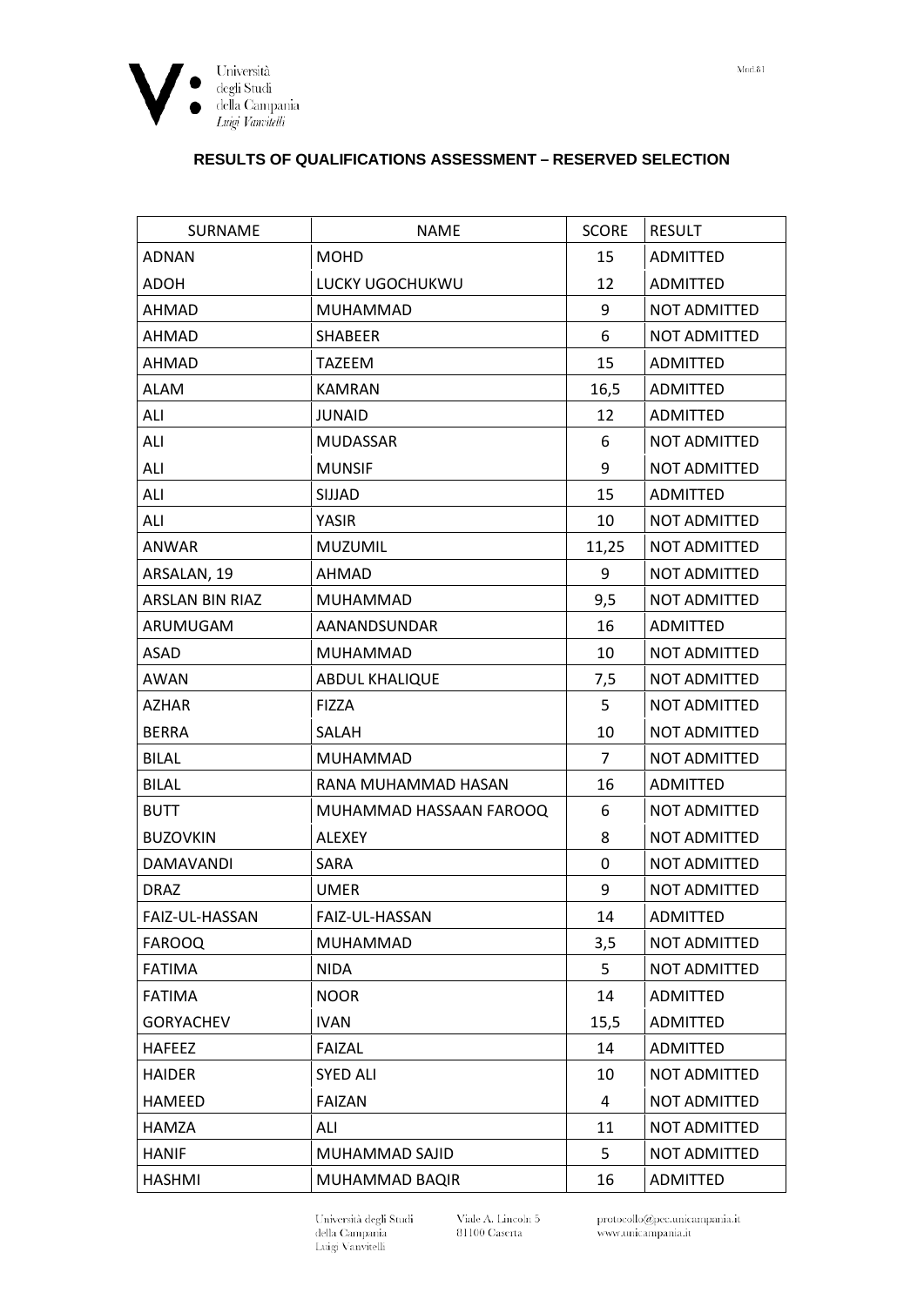## RESULTS OF QUALIFICATIONS ASSESSMENT – RESERVED SELECTION

| SURNAME | NAME | SCORE | RESULT |
|---|---|---|---|
| ADNAN | MOHD | 15 | ADMITTED |
| ADOH | LUCKY UGOCHUKWU | 12 | ADMITTED |
| AHMAD | MUHAMMAD | 9 | NOT ADMITTED |
| AHMAD | SHABEER | 6 | NOT ADMITTED |
| AHMAD | TAZEEM | 15 | ADMITTED |
| ALAM | KAMRAN | 16,5 | ADMITTED |
| ALI | JUNAID | 12 | ADMITTED |
| ALI | MUDASSAR | 6 | NOT ADMITTED |
| ALI | MUNSIF | 9 | NOT ADMITTED |
| ALI | SIJJAD | 15 | ADMITTED |
| ALI | YASIR | 10 | NOT ADMITTED |
| ANWAR | MUZUMIL | 11,25 | NOT ADMITTED |
| ARSALAN, 19 | AHMAD | 9 | NOT ADMITTED |
| ARSLAN BIN RIAZ | MUHAMMAD | 9,5 | NOT ADMITTED |
| ARUMUGAM | AANANDSUNDAR | 16 | ADMITTED |
| ASAD | MUHAMMAD | 10 | NOT ADMITTED |
| AWAN | ABDUL KHALIQUE | 7,5 | NOT ADMITTED |
| AZHAR | FIZZA | 5 | NOT ADMITTED |
| BERRA | SALAH | 10 | NOT ADMITTED |
| BILAL | MUHAMMAD | 7 | NOT ADMITTED |
| BILAL | RANA MUHAMMAD HASAN | 16 | ADMITTED |
| BUTT | MUHAMMAD HASSAAN FAROOQ | 6 | NOT ADMITTED |
| BUZOVKIN | ALEXEY | 8 | NOT ADMITTED |
| DAMAVANDI | SARA | 0 | NOT ADMITTED |
| DRAZ | UMER | 9 | NOT ADMITTED |
| FAIZ-UL-HASSAN | FAIZ-UL-HASSAN | 14 | ADMITTED |
| FAROOQ | MUHAMMAD | 3,5 | NOT ADMITTED |
| FATIMA | NIDA | 5 | NOT ADMITTED |
| FATIMA | NOOR | 14 | ADMITTED |
| GORYACHEV | IVAN | 15,5 | ADMITTED |
| HAFEEZ | FAIZAL | 14 | ADMITTED |
| HAIDER | SYED ALI | 10 | NOT ADMITTED |
| HAMEED | FAIZAN | 4 | NOT ADMITTED |
| HAMZA | ALI | 11 | NOT ADMITTED |
| HANIF | MUHAMMAD SAJID | 5 | NOT ADMITTED |
| HASHMI | MUHAMMAD BAQIR | 16 | ADMITTED |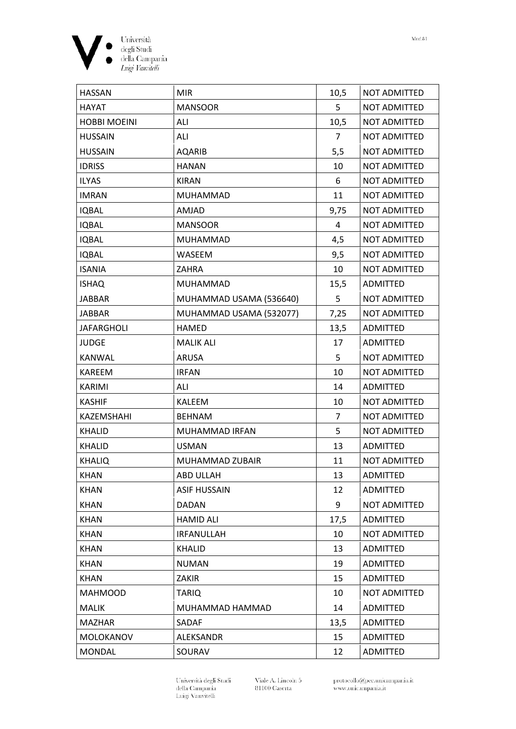| HASSAN | MIR | 10,5 | NOT ADMITTED |
|---|---|---|---|
| HAYAT | MANSOOR | 5 | NOT ADMITTED |
| HOBBI MOEINI | ALI | 10,5 | NOT ADMITTED |
| HUSSAIN | ALI | 7 | NOT ADMITTED |
| HUSSAIN | AQARIB | 5,5 | NOT ADMITTED |
| IDRISS | HANAN | 10 | NOT ADMITTED |
| ILYAS | KIRAN | 6 | NOT ADMITTED |
| IMRAN | MUHAMMAD | 11 | NOT ADMITTED |
| IQBAL | AMJAD | 9,75 | NOT ADMITTED |
| IQBAL | MANSOOR | 4 | NOT ADMITTED |
| IQBAL | MUHAMMAD | 4,5 | NOT ADMITTED |
| IQBAL | WASEEM | 9,5 | NOT ADMITTED |
| ISANIA | ZAHRA | 10 | NOT ADMITTED |
| ISHAQ | MUHAMMAD | 15,5 | ADMITTED |
| JABBAR | MUHAMMAD USAMA (536640) | 5 | NOT ADMITTED |
| JABBAR | MUHAMMAD USAMA (532077) | 7,25 | NOT ADMITTED |
| JAFARGHOLI | HAMED | 13,5 | ADMITTED |
| JUDGE | MALIK ALI | 17 | ADMITTED |
| KANWAL | ARUSA | 5 | NOT ADMITTED |
| KAREEM | IRFAN | 10 | NOT ADMITTED |
| KARIMI | ALI | 14 | ADMITTED |
| KASHIF | KALEEM | 10 | NOT ADMITTED |
| KAZEMSHAHI | BEHNAM | 7 | NOT ADMITTED |
| KHALID | MUHAMMAD IRFAN | 5 | NOT ADMITTED |
| KHALID | USMAN | 13 | ADMITTED |
| KHALIQ | MUHAMMAD ZUBAIR | 11 | NOT ADMITTED |
| KHAN | ABD ULLAH | 13 | ADMITTED |
| KHAN | ASIF HUSSAIN | 12 | ADMITTED |
| KHAN | DADAN | 9 | NOT ADMITTED |
| KHAN | HAMID ALI | 17,5 | ADMITTED |
| KHAN | IRFANULLAH | 10 | NOT ADMITTED |
| KHAN | KHALID | 13 | ADMITTED |
| KHAN | NUMAN | 19 | ADMITTED |
| KHAN | ZAKIR | 15 | ADMITTED |
| MAHMOOD | TARIQ | 10 | NOT ADMITTED |
| MALIK | MUHAMMAD HAMMAD | 14 | ADMITTED |
| MAZHAR | SADAF | 13,5 | ADMITTED |
| MOLOKANOV | ALEKSANDR | 15 | ADMITTED |
| MONDAL | SOURAV | 12 | ADMITTED |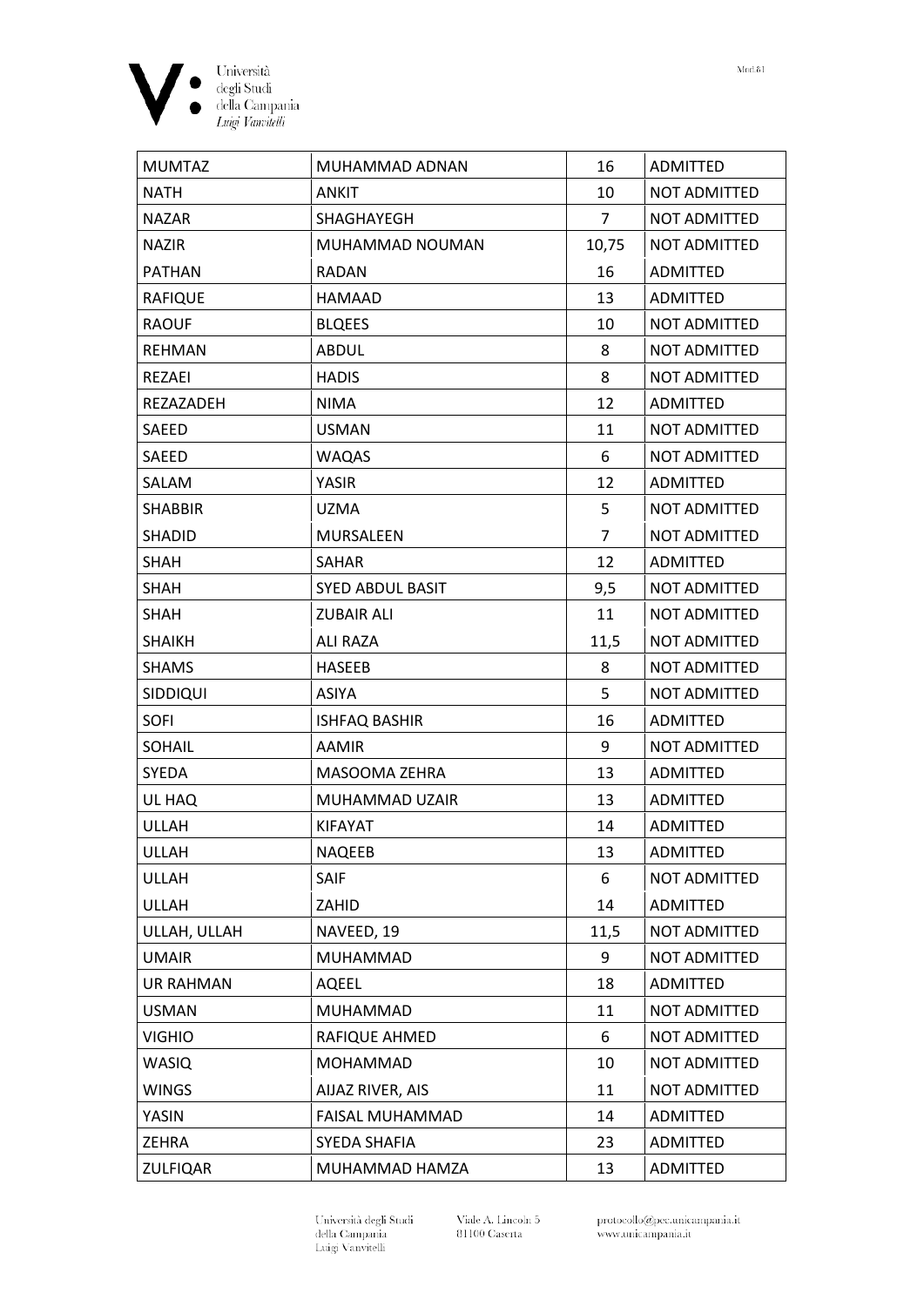| MUMTAZ | MUHAMMAD ADNAN | 16 | ADMITTED |
|---|---|---|---|
| NATH | ANKIT | 10 | NOT ADMITTED |
| NAZAR | SHAGHAYEGH | 7 | NOT ADMITTED |
| NAZIR | MUHAMMAD NOUMAN | 10,75 | NOT ADMITTED |
| PATHAN | RADAN | 16 | ADMITTED |
| RAFIQUE | HAMAAD | 13 | ADMITTED |
| RAOUF | BLQEES | 10 | NOT ADMITTED |
| REHMAN | ABDUL | 8 | NOT ADMITTED |
| REZAEI | HADIS | 8 | NOT ADMITTED |
| REZAZADEH | NIMA | 12 | ADMITTED |
| SAEED | USMAN | 11 | NOT ADMITTED |
| SAEED | WAQAS | 6 | NOT ADMITTED |
| SALAM | YASIR | 12 | ADMITTED |
| SHABBIR | UZMA | 5 | NOT ADMITTED |
| SHADID | MURSALEEN | 7 | NOT ADMITTED |
| SHAH | SAHAR | 12 | ADMITTED |
| SHAH | SYED ABDUL BASIT | 9,5 | NOT ADMITTED |
| SHAH | ZUBAIR ALI | 11 | NOT ADMITTED |
| SHAIKH | ALI RAZA | 11,5 | NOT ADMITTED |
| SHAMS | HASEEB | 8 | NOT ADMITTED |
| SIDDIQUI | ASIYA | 5 | NOT ADMITTED |
| SOFI | ISHFAQ BASHIR | 16 | ADMITTED |
| SOHAIL | AAMIR | 9 | NOT ADMITTED |
| SYEDA | MASOOMA ZEHRA | 13 | ADMITTED |
| UL HAQ | MUHAMMAD UZAIR | 13 | ADMITTED |
| ULLAH | KIFAYAT | 14 | ADMITTED |
| ULLAH | NAQEEB | 13 | ADMITTED |
| ULLAH | SAIF | 6 | NOT ADMITTED |
| ULLAH | ZAHID | 14 | ADMITTED |
| ULLAH, ULLAH | NAVEED, 19 | 11,5 | NOT ADMITTED |
| UMAIR | MUHAMMAD | 9 | NOT ADMITTED |
| UR RAHMAN | AQEEL | 18 | ADMITTED |
| USMAN | MUHAMMAD | 11 | NOT ADMITTED |
| VIGHIO | RAFIQUE AHMED | 6 | NOT ADMITTED |
| WASIQ | MOHAMMAD | 10 | NOT ADMITTED |
| WINGS | AIJAZ RIVER, AIS | 11 | NOT ADMITTED |
| YASIN | FAISAL MUHAMMAD | 14 | ADMITTED |
| ZEHRA | SYEDA SHAFIA | 23 | ADMITTED |
| ZULFIQAR | MUHAMMAD HAMZA | 13 | ADMITTED |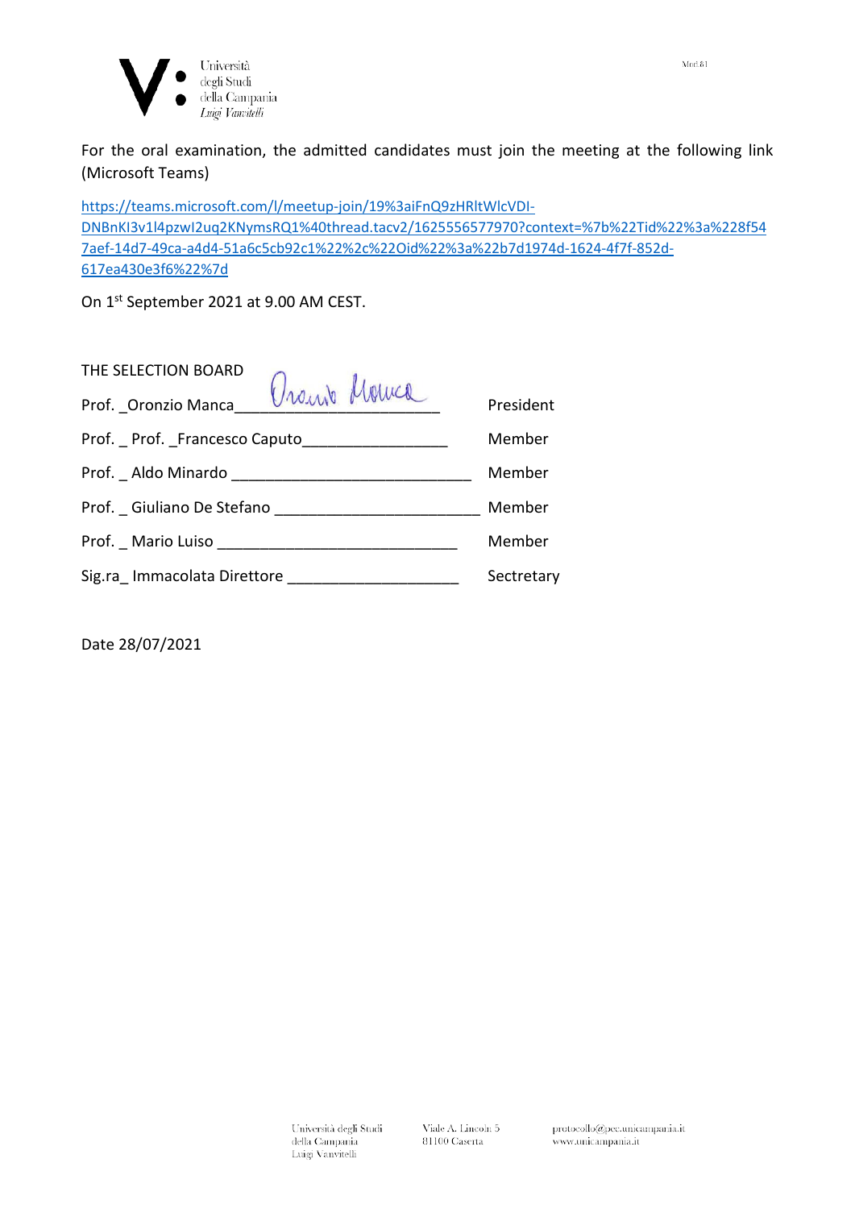For the oral examination, the admitted candidates must join the meeting at the following link (Microsoft Teams)

https://teams.microsoft.com/l/meetup-join/19%3aiFnQ9zHRltWlcVDI-DNBnKI3v1l4pzwI2uq2KNymsRQ1%40thread.tacv2/1625556577970?context=%7b%22Tid%22%3a%228f547aef-14d7-49ca-a4d4-51a6c5cb92c1%22%2c%22Oid%22%3a%22b7d1974d-1624-4f7f-852d-617ea430e3f6%22%7d

On 1st September 2021 at 9.00 AM CEST.

THE SELECTION BOARD

| | |
|---|---|
| Prof. _Oronzio Manca________________________ | President |
| Prof. _ Prof. _Francesco Caputo_________________ | Member |
| Prof. _ Aldo Minardo ____________________________ | Member |
| Prof. _ Giuliano De Stefano ________________________ | Member |
| Prof. _ Mario Luiso ______________________________ | Member |
| Sig.ra_ Immacolata Direttore ____________________ | Sectretary |

Date 28/07/2021